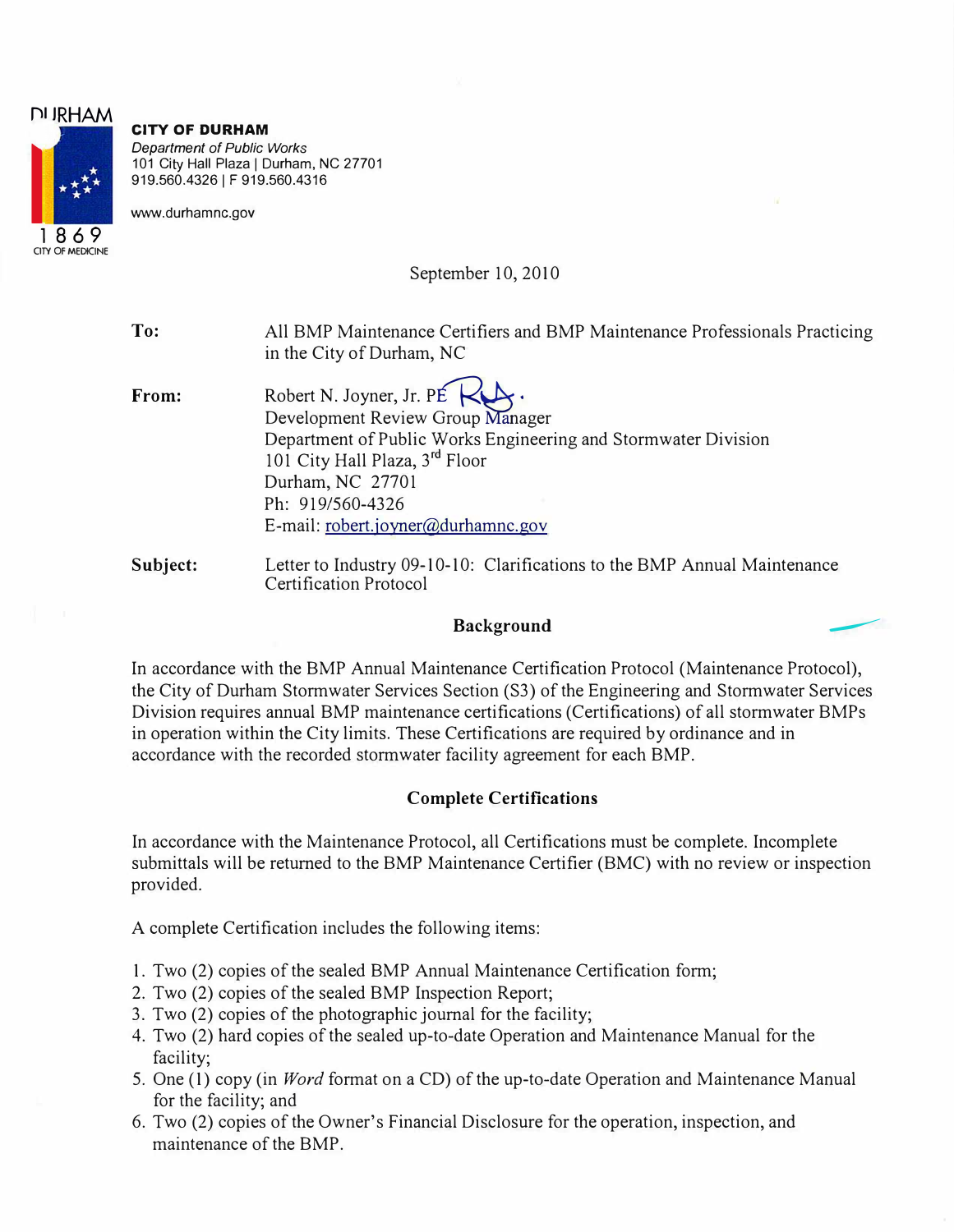**CITY OF DURHAM**
*Department of Public Works*
101 City Hall Plaza | Durham, NC 27701
919.560.4326 | F 919.560.4316

www.durhamnc.gov

September 10, 2010

**To:** All BMP Maintenance Certifiers and BMP Maintenance Professionals Practicing in the City of Durham, NC

**From:** Robert N. Joyner, Jr. PE
Development Review Group Manager
Department of Public Works Engineering and Stormwater Division
101 City Hall Plaza, 3rd Floor
Durham, NC 27701
Ph: 919/560-4326
E-mail: robert.joyner@durhamnc.gov

**Subject:** Letter to Industry 09-10-10: Clarifications to the BMP Annual Maintenance Certification Protocol

## Background

In accordance with the BMP Annual Maintenance Certification Protocol (Maintenance Protocol), the City of Durham Stormwater Services Section (S3) of the Engineering and Stormwater Services Division requires annual BMP maintenance certifications (Certifications) of all stormwater BMPs in operation within the City limits. These Certifications are required by ordinance and in accordance with the recorded stormwater facility agreement for each BMP.

## Complete Certifications

In accordance with the Maintenance Protocol, all Certifications must be complete. Incomplete submittals will be returned to the BMP Maintenance Certifier (BMC) with no review or inspection provided.

A complete Certification includes the following items:

1. Two (2) copies of the sealed BMP Annual Maintenance Certification form;
2. Two (2) copies of the sealed BMP Inspection Report;
3. Two (2) copies of the photographic journal for the facility;
4. Two (2) hard copies of the sealed up-to-date Operation and Maintenance Manual for the facility;
5. One (1) copy (in *Word* format on a CD) of the up-to-date Operation and Maintenance Manual for the facility; and
6. Two (2) copies of the Owner's Financial Disclosure for the operation, inspection, and maintenance of the BMP.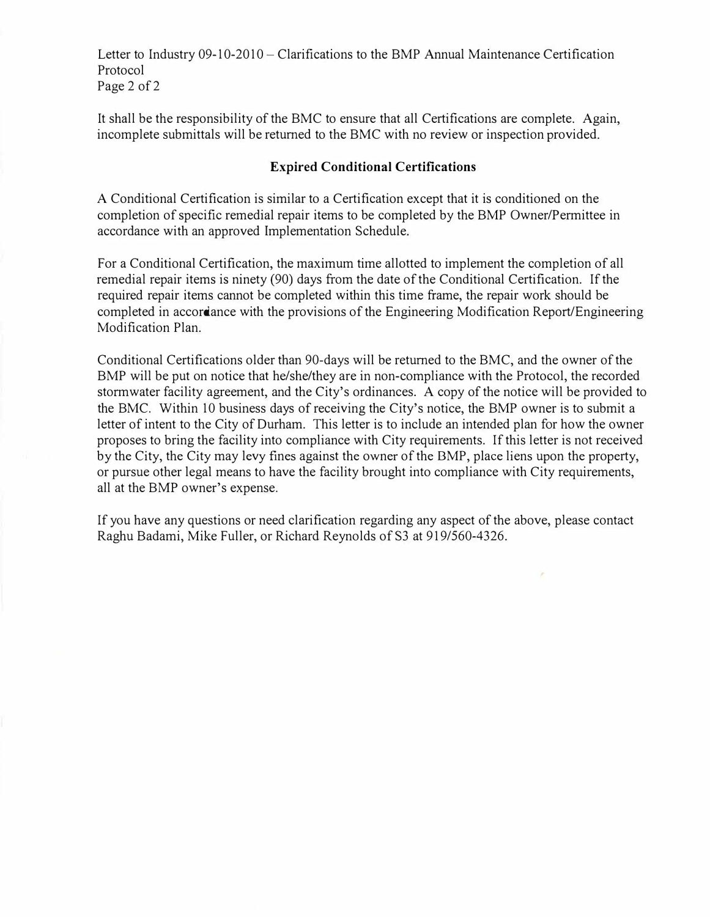It shall be the responsibility of the BMC to ensure that all Certifications are complete. Again, incomplete submittals will be returned to the BMC with no review or inspection provided.

## Expired Conditional Certifications

A Conditional Certification is similar to a Certification except that it is conditioned on the completion of specific remedial repair items to be completed by the BMP Owner/Permittee in accordance with an approved Implementation Schedule.

For a Conditional Certification, the maximum time allotted to implement the completion of all remedial repair items is ninety (90) days from the date of the Conditional Certification. If the required repair items cannot be completed within this time frame, the repair work should be completed in accordance with the provisions of the Engineering Modification Report/Engineering Modification Plan.

Conditional Certifications older than 90-days will be returned to the BMC, and the owner of the BMP will be put on notice that he/she/they are in non-compliance with the Protocol, the recorded stormwater facility agreement, and the City's ordinances. A copy of the notice will be provided to the BMC. Within 10 business days of receiving the City's notice, the BMP owner is to submit a letter of intent to the City of Durham. This letter is to include an intended plan for how the owner proposes to bring the facility into compliance with City requirements. If this letter is not received by the City, the City may levy fines against the owner of the BMP, place liens upon the property, or pursue other legal means to have the facility brought into compliance with City requirements, all at the BMP owner's expense.

If you have any questions or need clarification regarding any aspect of the above, please contact Raghu Badami, Mike Fuller, or Richard Reynolds of S3 at 919/560-4326.